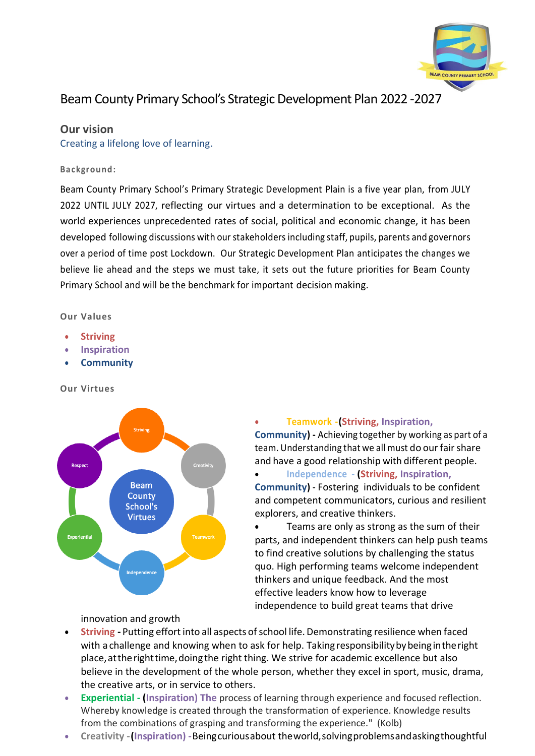# Beam County Primary School's Strategic Development Plan 2022 -2027

## Our vision

Creating a lifelong love of learning.

**Background:**

Beam County Primary School's Primary Strategic Development Plain is a five year plan, from JULY 2022 UNTIL JULY 2027, reflecting our virtues and a determination to be exceptional. As the world experiences unprecedented rates of social, political and economic change, it has been developed following discussions with our stakeholders including staff, pupils, parents and governors over a period of time post Lockdown. Our Strategic Development Plan anticipates the changes we believe lie ahead and the steps we must take, it sets out the future priorities for Beam County Primary School and will be the benchmark for important decision making.

**Our Values**

- **Striving**
- **Inspiration**
- **Community**

**Our Virtues**

Beam County School's Virtues: Striving, Creativity, Teamwork, Independence, Experiential, Respect

- **Teamwork -(Striving, Inspiration, Community) -** Achieving together by working as part of a team. Understanding that we all must do our fair share and have a good relationship with different people.
- **Independence - (Striving, Inspiration, Community)** - Fostering individuals to be confident and competent communicators, curious and resilient explorers, and creative thinkers.
- Teams are only as strong as the sum of their parts, and independent thinkers can help push teams to find creative solutions by challenging the status quo. High performing teams welcome independent thinkers and unique feedback. And the most effective leaders know how to leverage independence to build great teams that drive innovation and growth
- **Striving -** Putting effort into all aspects of school life. Demonstrating resilience when faced with a challenge and knowing when to ask for help. Taking responsibility by being in the right place, at the right time, doing the right thing. We strive for academic excellence but also believe in the development of the whole person, whether they excel in sport, music, drama, the creative arts, or in service to others.
- **Experiential - (Inspiration) The** process of learning through experience and focused reflection. Whereby knowledge is created through the transformation of experience. Knowledge results from the combinations of grasping and transforming the experience." (Kolb)
- **Creativity -(Inspiration) -** Being curious about the world, solving problems and asking thoughtful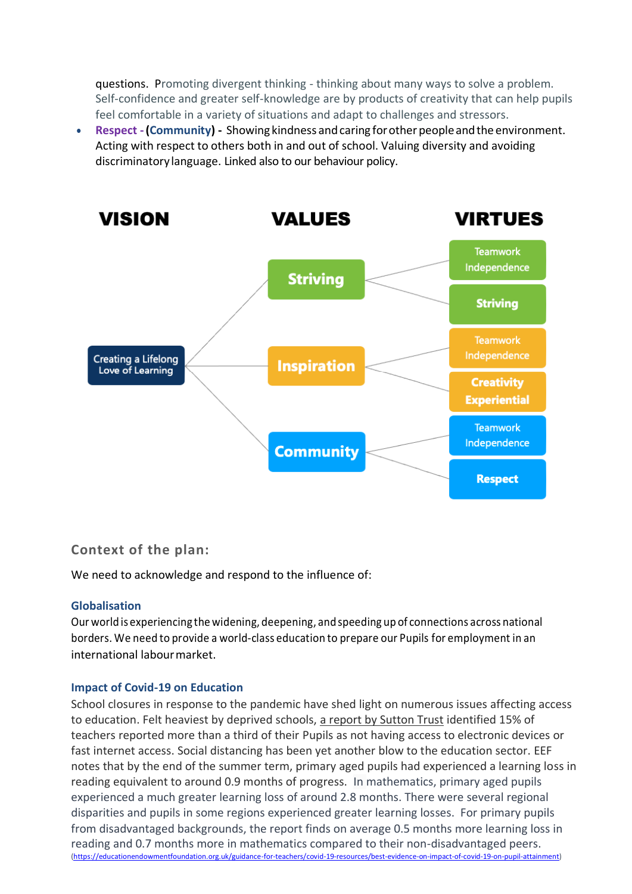questions. Promoting divergent thinking - thinking about many ways to solve a problem. Self-confidence and greater self-knowledge are by products of creativity that can help pupils feel comfortable in a variety of situations and adapt to challenges and stressors.

- **Respect - (Community) -** Showing kindness and caring for other people and the environment. Acting with respect to others both in and out of school. Valuing diversity and avoiding discriminatory language. Linked also to our behaviour policy.

| VISION | VALUES | VIRTUES |
|---|---|---|
| Creating a Lifelong Love of Learning | Striving | Teamwork Independence |
| | | Striving |
| | Inspiration | Teamwork Independence |
| | | Creativity Experiential |
| | Community | Teamwork Independence |
| | | Respect |

## Context of the plan:

We need to acknowledge and respond to the influence of:

### Globalisation

Our world is experiencing the widening, deepening, and speeding up of connections across national borders. We need to provide a world-class education to prepare our Pupils for employment in an international labour market.

### Impact of Covid-19 on Education

School closures in response to the pandemic have shed light on numerous issues affecting access to education. Felt heaviest by deprived schools, a report by Sutton Trust identified 15% of teachers reported more than a third of their Pupils as not having access to electronic devices or fast internet access. Social distancing has been yet another blow to the education sector. EEF notes that by the end of the summer term, primary aged pupils had experienced a learning loss in reading equivalent to around 0.9 months of progress. In mathematics, primary aged pupils experienced a much greater learning loss of around 2.8 months. There were several regional disparities and pupils in some regions experienced greater learning losses. For primary pupils from disadvantaged backgrounds, the report finds on average 0.5 months more learning loss in reading and 0.7 months more in mathematics compared to their non-disadvantaged peers. (https://educationendowmentfoundation.org.uk/guidance-for-teachers/covid-19-resources/best-evidence-on-impact-of-covid-19-on-pupil-attainment)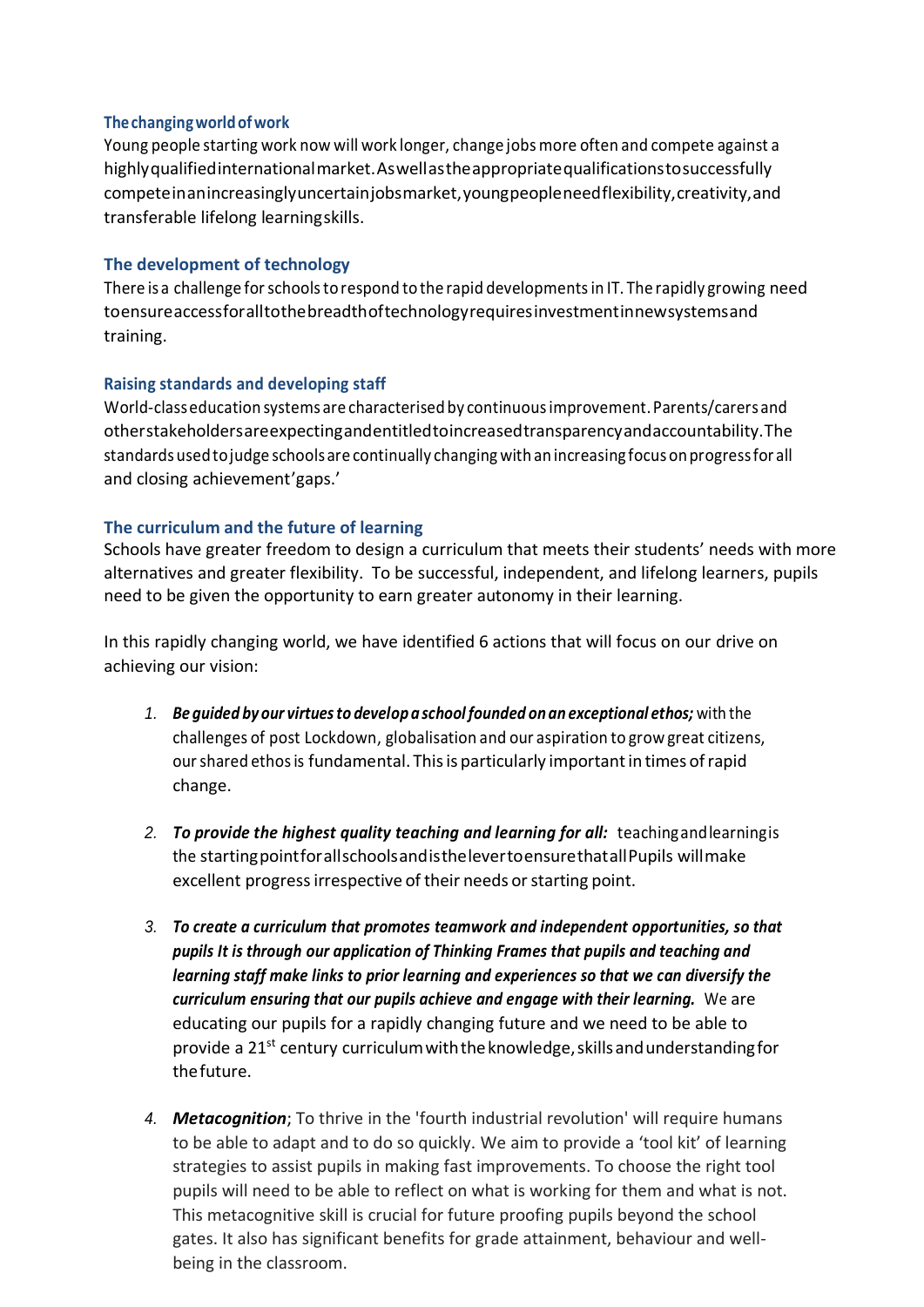### The changing world of work

Young people starting work now will work longer, change jobs more often and compete against a highly qualified international market. As well as the appropriate qualifications to successfully compete in an increasingly uncertain jobs market, young people need flexibility, creativity, and transferable lifelong learning skills.

### The development of technology

There is a challenge for schools to respond to the rapid developments in IT. The rapidly growing need to ensure access for all to the breadth of technology requires investment in new systems and training.

### Raising standards and developing staff

World-class education systems are characterised by continuous improvement. Parents/carers and other stakeholders are expecting and entitled to increased transparency and accountability. The standards used to judge schools are continually changing with an increasing focus on progress for all and closing achievement'gaps.'

### The curriculum and the future of learning

Schools have greater freedom to design a curriculum that meets their students' needs with more alternatives and greater flexibility. To be successful, independent, and lifelong learners, pupils need to be given the opportunity to earn greater autonomy in their learning.

In this rapidly changing world, we have identified 6 actions that will focus on our drive on achieving our vision:

1. ***Be guided by our virtues to develop a school founded on an exceptional ethos;*** with the challenges of post Lockdown, globalisation and our aspiration to grow great citizens, our shared ethos is fundamental. This is particularly important in times of rapid change.

2. ***To provide the highest quality teaching and learning for all:*** teaching and learning is the starting point for all schools and is the lever to ensure that all Pupils will make excellent progress irrespective of their needs or starting point.

3. ***To create a curriculum that promotes teamwork and independent opportunities, so that pupils It is through our application of Thinking Frames that pupils and teaching and learning staff make links to prior learning and experiences so that we can diversify the curriculum ensuring that our pupils achieve and engage with their learning.*** We are educating our pupils for a rapidly changing future and we need to be able to provide a 21st century curriculum with the knowledge, skills and understanding for the future.

4. ***Metacognition***; To thrive in the 'fourth industrial revolution' will require humans to be able to adapt and to do so quickly. We aim to provide a 'tool kit' of learning strategies to assist pupils in making fast improvements. To choose the right tool pupils will need to be able to reflect on what is working for them and what is not. This metacognitive skill is crucial for future proofing pupils beyond the school gates. It also has significant benefits for grade attainment, behaviour and well-being in the classroom.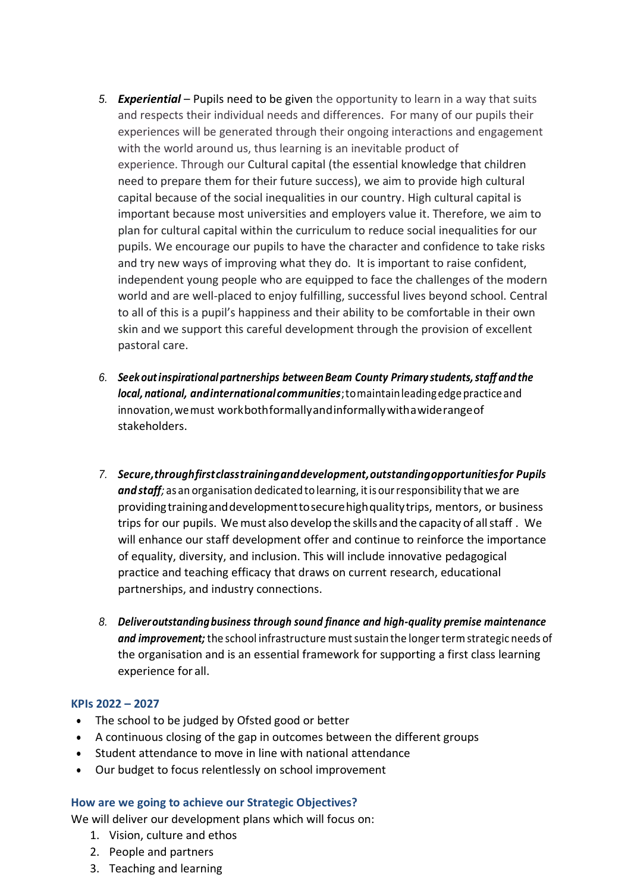5. ***Experiential*** – Pupils need to be given the opportunity to learn in a way that suits and respects their individual needs and differences. For many of our pupils their experiences will be generated through their ongoing interactions and engagement with the world around us, thus learning is an inevitable product of experience. Through our Cultural capital (the essential knowledge that children need to prepare them for their future success), we aim to provide high cultural capital because of the social inequalities in our country. High cultural capital is important because most universities and employers value it. Therefore, we aim to plan for cultural capital within the curriculum to reduce social inequalities for our pupils. We encourage our pupils to have the character and confidence to take risks and try new ways of improving what they do. It is important to raise confident, independent young people who are equipped to face the challenges of the modern world and are well-placed to enjoy fulfilling, successful lives beyond school. Central to all of this is a pupil's happiness and their ability to be comfortable in their own skin and we support this careful development through the provision of excellent pastoral care.

6. ***Seek out inspirational partnerships between Beam County Primary students, staff and the local, national, and international communities***; to maintain leading edge practice and innovation, we must work both formally and informally with a wide range of stakeholders.

7. ***Secure, through first class training and development, outstanding opportunities for Pupils and staff***; as an organisation dedicated to learning, it is our responsibility that we are providing training and development to secure high quality trips, mentors, or business trips for our pupils. We must also develop the skills and the capacity of all staff . We will enhance our staff development offer and continue to reinforce the importance of equality, diversity, and inclusion. This will include innovative pedagogical practice and teaching efficacy that draws on current research, educational partnerships, and industry connections.

8. ***Deliver outstanding business through sound finance and high-quality premise maintenance and improvement;*** the school infrastructure must sustain the longer term strategic needs of the organisation and is an essential framework for supporting a first class learning experience for all.

### KPIs 2022 – 2027

- The school to be judged by Ofsted good or better
- A continuous closing of the gap in outcomes between the different groups
- Student attendance to move in line with national attendance
- Our budget to focus relentlessly on school improvement

### How are we going to achieve our Strategic Objectives?

We will deliver our development plans which will focus on:

1. Vision, culture and ethos
2. People and partners
3. Teaching and learning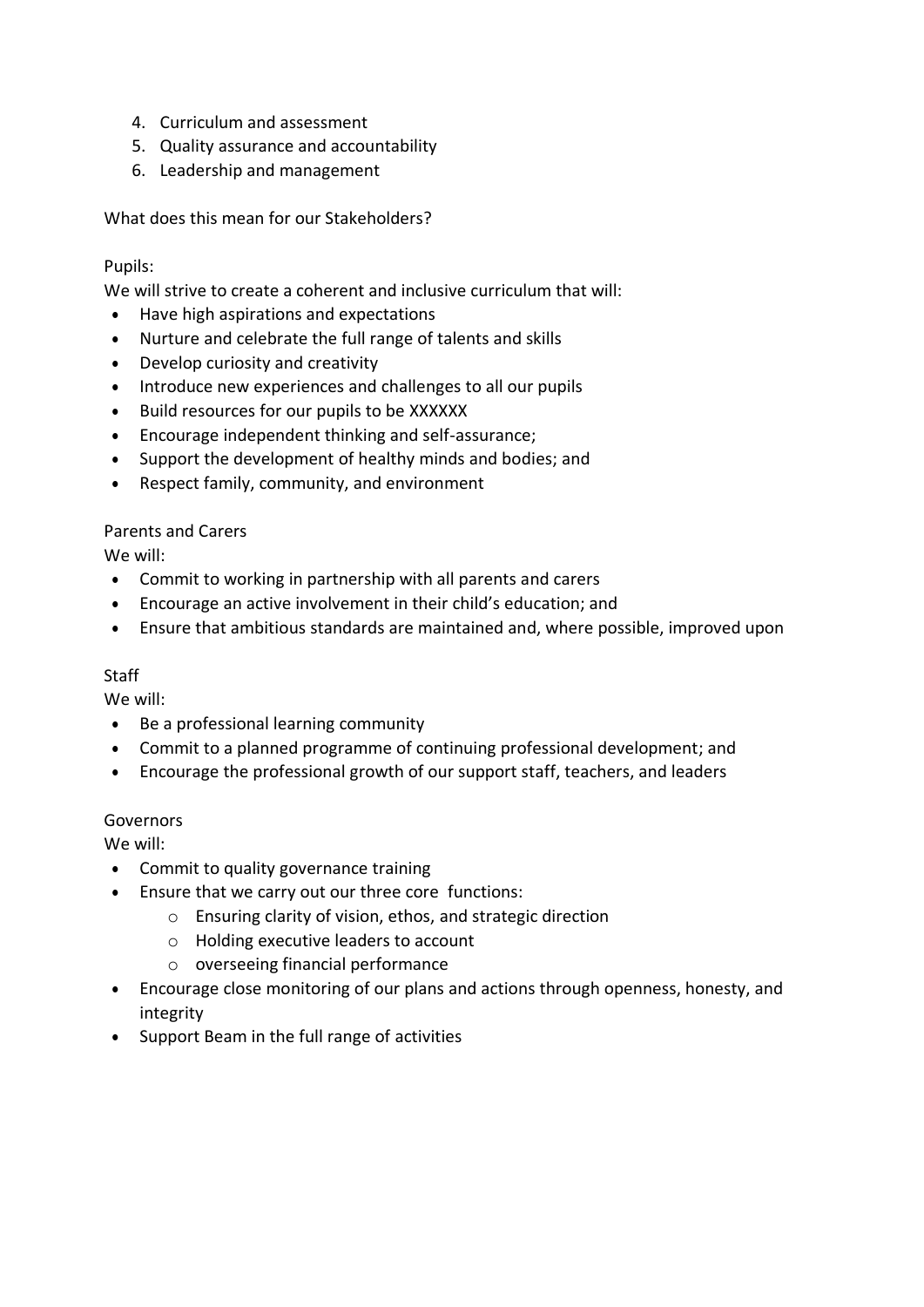4. Curriculum and assessment
5. Quality assurance and accountability
6. Leadership and management

What does this mean for our Stakeholders?

Pupils:

We will strive to create a coherent and inclusive curriculum that will:

- Have high aspirations and expectations
- Nurture and celebrate the full range of talents and skills
- Develop curiosity and creativity
- Introduce new experiences and challenges to all our pupils
- Build resources for our pupils to be XXXXXX
- Encourage independent thinking and self-assurance;
- Support the development of healthy minds and bodies; and
- Respect family, community, and environment

Parents and Carers

We will:

- Commit to working in partnership with all parents and carers
- Encourage an active involvement in their child's education; and
- Ensure that ambitious standards are maintained and, where possible, improved upon

Staff

We will:

- Be a professional learning community
- Commit to a planned programme of continuing professional development; and
- Encourage the professional growth of our support staff, teachers, and leaders

Governors

We will:

- Commit to quality governance training
- Ensure that we carry out our three core functions:
    - Ensuring clarity of vision, ethos, and strategic direction
    - Holding executive leaders to account
    - overseeing financial performance
- Encourage close monitoring of our plans and actions through openness, honesty, and integrity
- Support Beam in the full range of activities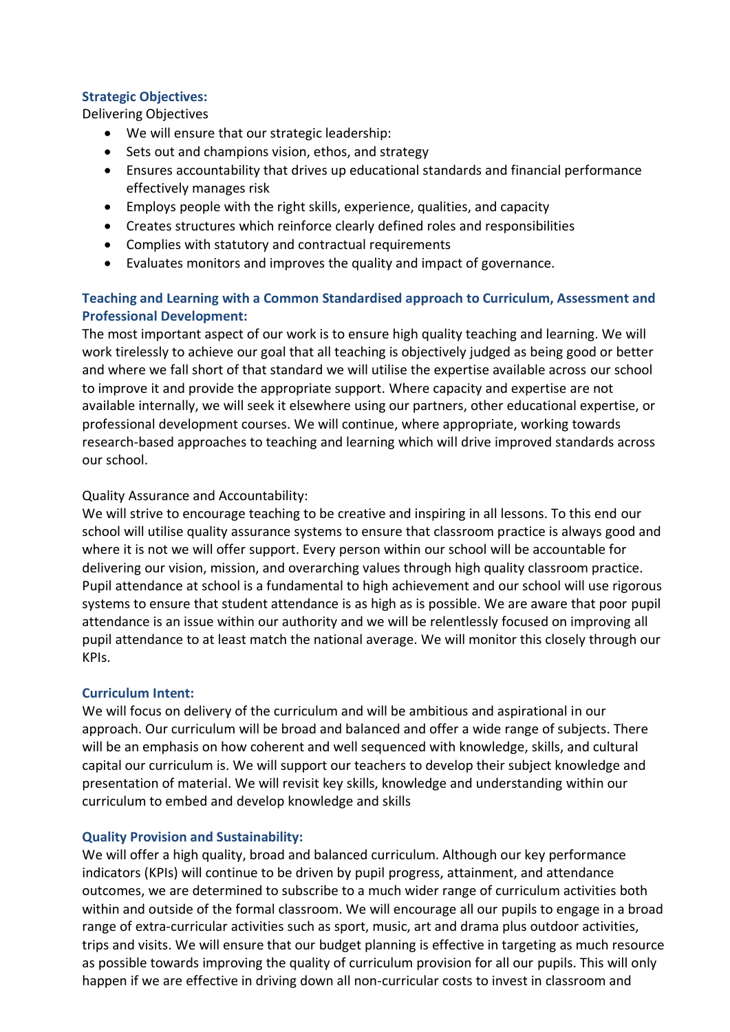**Strategic Objectives:**

Delivering Objectives

- We will ensure that our strategic leadership:
- Sets out and champions vision, ethos, and strategy
- Ensures accountability that drives up educational standards and financial performance effectively manages risk
- Employs people with the right skills, experience, qualities, and capacity
- Creates structures which reinforce clearly defined roles and responsibilities
- Complies with statutory and contractual requirements
- Evaluates monitors and improves the quality and impact of governance.

**Teaching and Learning with a Common Standardised approach to Curriculum, Assessment and Professional Development:**

The most important aspect of our work is to ensure high quality teaching and learning. We will work tirelessly to achieve our goal that all teaching is objectively judged as being good or better and where we fall short of that standard we will utilise the expertise available across our school to improve it and provide the appropriate support. Where capacity and expertise are not available internally, we will seek it elsewhere using our partners, other educational expertise, or professional development courses. We will continue, where appropriate, working towards research-based approaches to teaching and learning which will drive improved standards across our school.

Quality Assurance and Accountability:

We will strive to encourage teaching to be creative and inspiring in all lessons. To this end our school will utilise quality assurance systems to ensure that classroom practice is always good and where it is not we will offer support. Every person within our school will be accountable for delivering our vision, mission, and overarching values through high quality classroom practice. Pupil attendance at school is a fundamental to high achievement and our school will use rigorous systems to ensure that student attendance is as high as is possible. We are aware that poor pupil attendance is an issue within our authority and we will be relentlessly focused on improving all pupil attendance to at least match the national average. We will monitor this closely through our KPIs.

**Curriculum Intent:**

We will focus on delivery of the curriculum and will be ambitious and aspirational in our approach. Our curriculum will be broad and balanced and offer a wide range of subjects. There will be an emphasis on how coherent and well sequenced with knowledge, skills, and cultural capital our curriculum is. We will support our teachers to develop their subject knowledge and presentation of material. We will revisit key skills, knowledge and understanding within our curriculum to embed and develop knowledge and skills

**Quality Provision and Sustainability:**

We will offer a high quality, broad and balanced curriculum. Although our key performance indicators (KPIs) will continue to be driven by pupil progress, attainment, and attendance outcomes, we are determined to subscribe to a much wider range of curriculum activities both within and outside of the formal classroom. We will encourage all our pupils to engage in a broad range of extra-curricular activities such as sport, music, art and drama plus outdoor activities, trips and visits. We will ensure that our budget planning is effective in targeting as much resource as possible towards improving the quality of curriculum provision for all our pupils. This will only happen if we are effective in driving down all non-curricular costs to invest in classroom and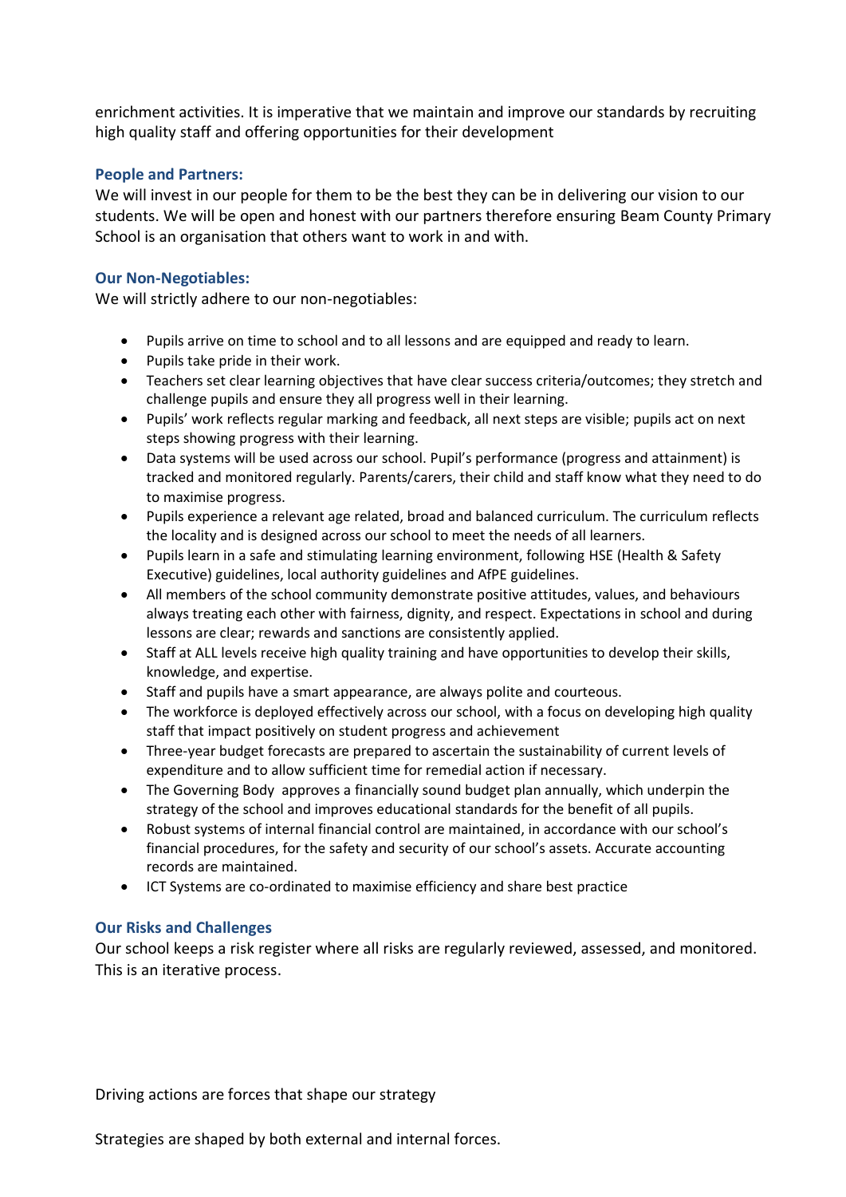enrichment activities. It is imperative that we maintain and improve our standards by recruiting high quality staff and offering opportunities for their development

### People and Partners:

We will invest in our people for them to be the best they can be in delivering our vision to our students. We will be open and honest with our partners therefore ensuring Beam County Primary School is an organisation that others want to work in and with.

### Our Non-Negotiables:

We will strictly adhere to our non-negotiables:

- Pupils arrive on time to school and to all lessons and are equipped and ready to learn.
- Pupils take pride in their work.
- Teachers set clear learning objectives that have clear success criteria/outcomes; they stretch and challenge pupils and ensure they all progress well in their learning.
- Pupils' work reflects regular marking and feedback, all next steps are visible; pupils act on next steps showing progress with their learning.
- Data systems will be used across our school. Pupil's performance (progress and attainment) is tracked and monitored regularly. Parents/carers, their child and staff know what they need to do to maximise progress.
- Pupils experience a relevant age related, broad and balanced curriculum. The curriculum reflects the locality and is designed across our school to meet the needs of all learners.
- Pupils learn in a safe and stimulating learning environment, following HSE (Health & Safety Executive) guidelines, local authority guidelines and AfPE guidelines.
- All members of the school community demonstrate positive attitudes, values, and behaviours always treating each other with fairness, dignity, and respect. Expectations in school and during lessons are clear; rewards and sanctions are consistently applied.
- Staff at ALL levels receive high quality training and have opportunities to develop their skills, knowledge, and expertise.
- Staff and pupils have a smart appearance, are always polite and courteous.
- The workforce is deployed effectively across our school, with a focus on developing high quality staff that impact positively on student progress and achievement
- Three-year budget forecasts are prepared to ascertain the sustainability of current levels of expenditure and to allow sufficient time for remedial action if necessary.
- The Governing Body approves a financially sound budget plan annually, which underpin the strategy of the school and improves educational standards for the benefit of all pupils.
- Robust systems of internal financial control are maintained, in accordance with our school's financial procedures, for the safety and security of our school's assets. Accurate accounting records are maintained.
- ICT Systems are co-ordinated to maximise efficiency and share best practice

### Our Risks and Challenges

Our school keeps a risk register where all risks are regularly reviewed, assessed, and monitored. This is an iterative process.

Driving actions are forces that shape our strategy

Strategies are shaped by both external and internal forces.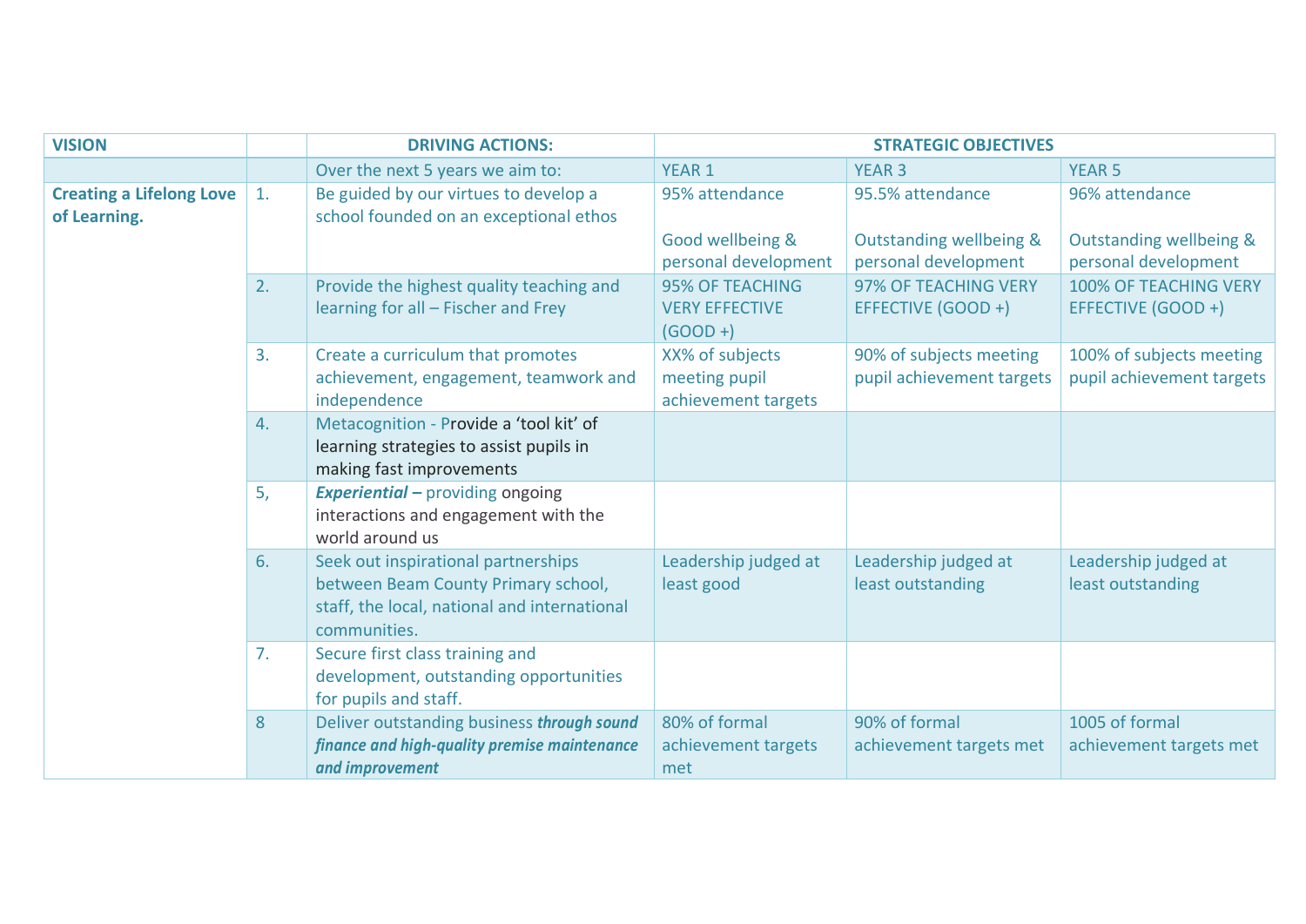| VISION | | DRIVING ACTIONS: | STRATEGIC OBJECTIVES | | |
|---|---|---|---|---|---|
| | | Over the next 5 years we aim to: | YEAR 1 | YEAR 3 | YEAR 5 |
| **Creating a Lifelong Love of Learning.** | 1. | Be guided by our virtues to develop a school founded on an exceptional ethos | 95% attendance<br><br>Good wellbeing & personal development | 95.5% attendance<br><br>Outstanding wellbeing & personal development | 96% attendance<br><br>Outstanding wellbeing & personal development |
| | 2. | Provide the highest quality teaching and learning for all – Fischer and Frey | 95% OF TEACHING VERY EFFECTIVE (GOOD +) | 97% OF TEACHING VERY EFFECTIVE (GOOD +) | 100% OF TEACHING VERY EFFECTIVE (GOOD +) |
| | 3. | Create a curriculum that promotes achievement, engagement, teamwork and independence | XX% of subjects meeting pupil achievement targets | 90% of subjects meeting pupil achievement targets | 100% of subjects meeting pupil achievement targets |
| | 4. | Metacognition - Provide a 'tool kit' of learning strategies to assist pupils in making fast improvements | | | |
| | 5, | ***Experiential –*** providing ongoing interactions and engagement with the world around us | | | |
| | 6. | Seek out inspirational partnerships between Beam County Primary school, staff, the local, national and international communities. | Leadership judged at least good | Leadership judged at least outstanding | Leadership judged at least outstanding |
| | 7. | Secure first class training and development, outstanding opportunities for pupils and staff. | | | |
| | 8 | Deliver outstanding business ***through sound finance and high-quality premise maintenance and improvement*** | 80% of formal achievement targets met | 90% of formal achievement targets met | 1005 of formal achievement targets met |